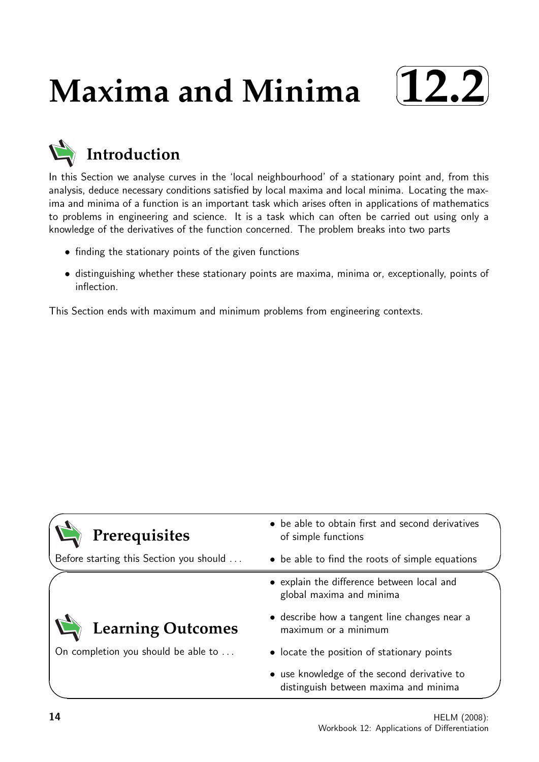# Maxima and Minima 12.2

## Introduction

In this Section we analyse curves in the 'local neighbourhood' of a stationary point and, from this analysis, deduce necessary conditions satisfied by local maxima and local minima. Locating the maxima and minima of a function is an important task which arises often in applications of mathematics to problems in engineering and science. It is a task which can often be carried out using only a knowledge of the derivatives of the function concerned. The problem breaks into two parts

- finding the stationary points of the given functions
- distinguishing whether these stationary points are maxima, minima or, exceptionally, points of inflection.

This Section ends with maximum and minimum problems from engineering contexts.

## Prerequisites

Before starting this Section you should ...

- be able to obtain first and second derivatives of simple functions
- be able to find the roots of simple equations

## Learning Outcomes

On completion you should be able to ...

- explain the difference between local and global maxima and minima
- describe how a tangent line changes near a maximum or a minimum
- locate the position of stationary points
- use knowledge of the second derivative to distinguish between maxima and minima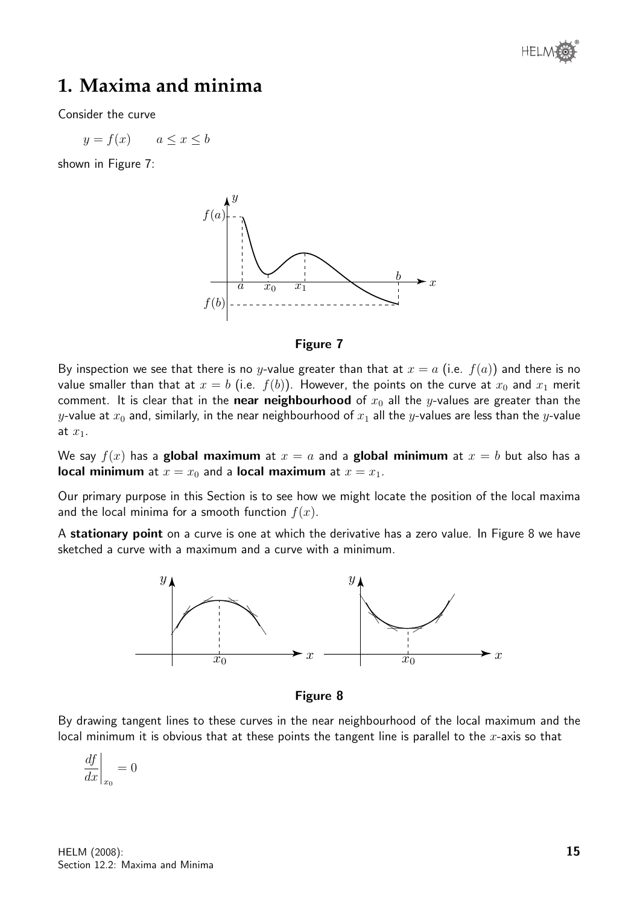# 1. Maxima and minima

Consider the curve

$$y = f(x) \qquad a \le x \le b$$

shown in Figure 7:

**Figure 7**

By inspection we see that there is no $y$-value greater than that at $x = a$ (i.e. $f(a)$) and there is no value smaller than that at $x = b$ (i.e. $f(b)$). However, the points on the curve at $x_0$ and $x_1$ merit comment. It is clear that in the **near neighbourhood** of $x_0$ all the $y$-values are greater than the $y$-value at $x_0$ and, similarly, in the near neighbourhood of $x_1$ all the $y$-values are less than the $y$-value at $x_1$.

We say $f(x)$ has a **global maximum** at $x = a$ and a **global minimum** at $x = b$ but also has a **local minimum** at $x = x_0$ and a **local maximum** at $x = x_1$.

Our primary purpose in this Section is to see how we might locate the position of the local maxima and the local minima for a smooth function $f(x)$.

A **stationary point** on a curve is one at which the derivative has a zero value. In Figure 8 we have sketched a curve with a maximum and a curve with a minimum.

**Figure 8**

By drawing tangent lines to these curves in the near neighbourhood of the local maximum and the local minimum it is obvious that at these points the tangent line is parallel to the $x$-axis so that

$$\left.\frac{df}{dx}\right|_{x_0} = 0$$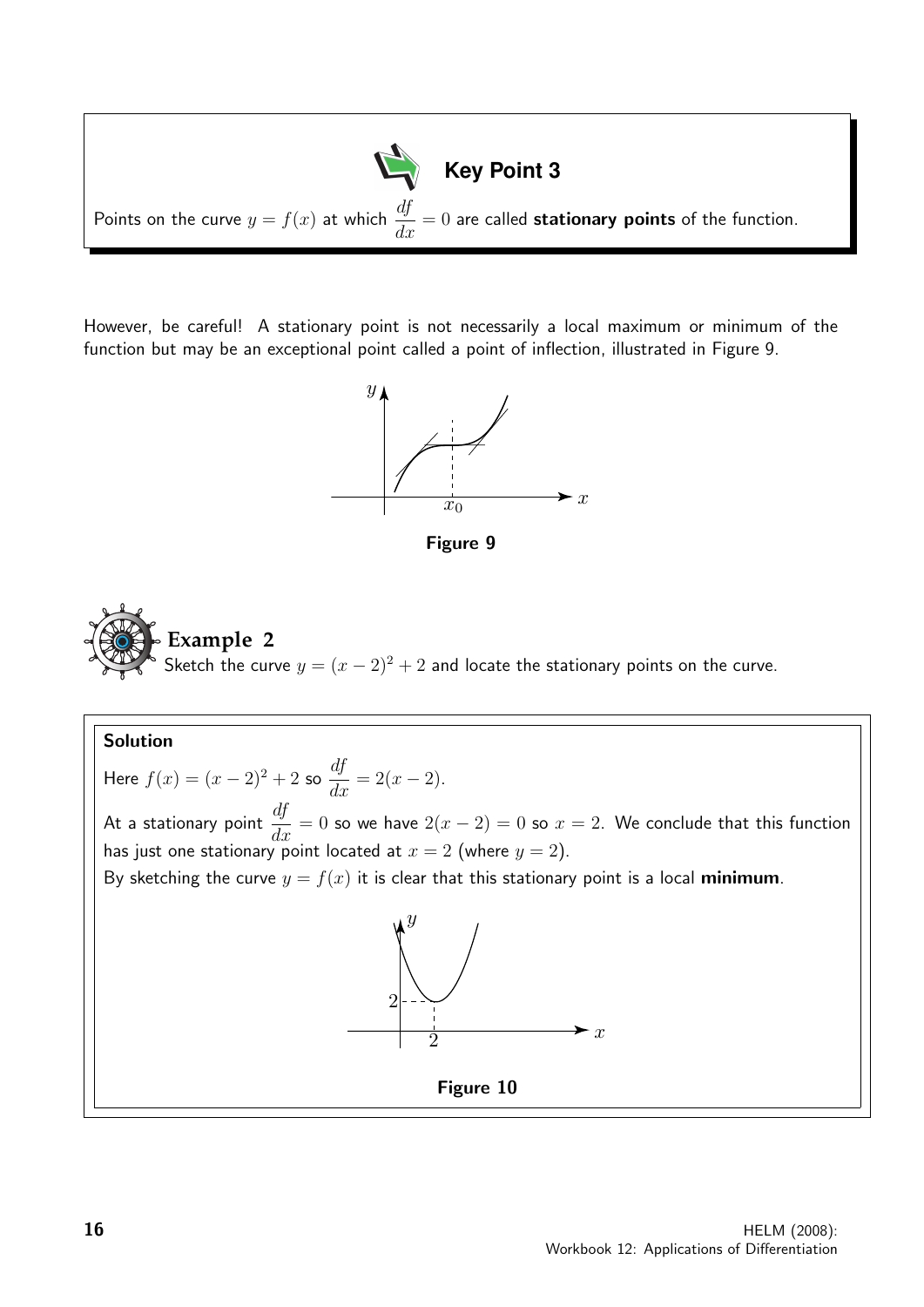**Key Point 3**

Points on the curve $y = f(x)$ at which $\frac{df}{dx} = 0$ are called **stationary points** of the function.

However, be careful! A stationary point is not necessarily a local maximum or minimum of the function but may be an exceptional point called a point of inflection, illustrated in Figure 9.

**Figure 9**

## Example 2

Sketch the curve $y = (x-2)^2 + 2$ and locate the stationary points on the curve.

**Solution**

Here $f(x) = (x-2)^2 + 2$ so $\frac{df}{dx} = 2(x-2)$.

At a stationary point $\frac{df}{dx} = 0$ so we have $2(x-2) = 0$ so $x = 2$. We conclude that this function has just one stationary point located at $x = 2$ (where $y = 2$).

By sketching the curve $y = f(x)$ it is clear that this stationary point is a local **minimum**.

**Figure 10**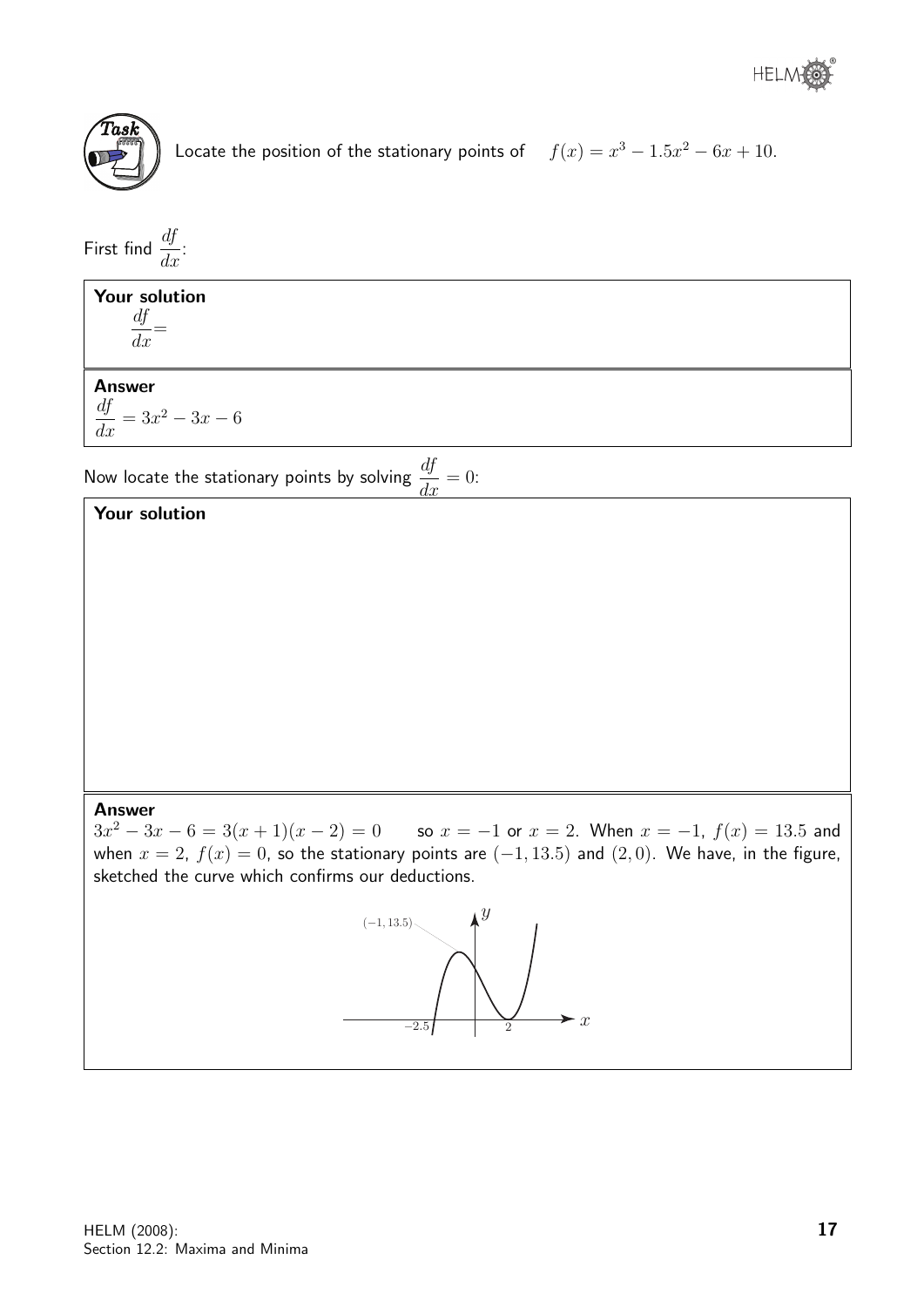**Task**

Locate the position of the stationary points of $f(x) = x^3 - 1.5x^2 - 6x + 10$.

First find $\frac{df}{dx}$:

**Your solution**

$\frac{df}{dx} =$

**Answer**

$\frac{df}{dx} = 3x^2 - 3x - 6$

Now locate the stationary points by solving $\frac{df}{dx} = 0$:

**Your solution**

**Answer**

$3x^2 - 3x - 6 = 3(x + 1)(x - 2) = 0$ so $x = -1$ or $x = 2$. When $x = -1$, $f(x) = 13.5$ and when $x = 2$, $f(x) = 0$, so the stationary points are $(-1, 13.5)$ and $(2, 0)$. We have, in the figure, sketched the curve which confirms our deductions.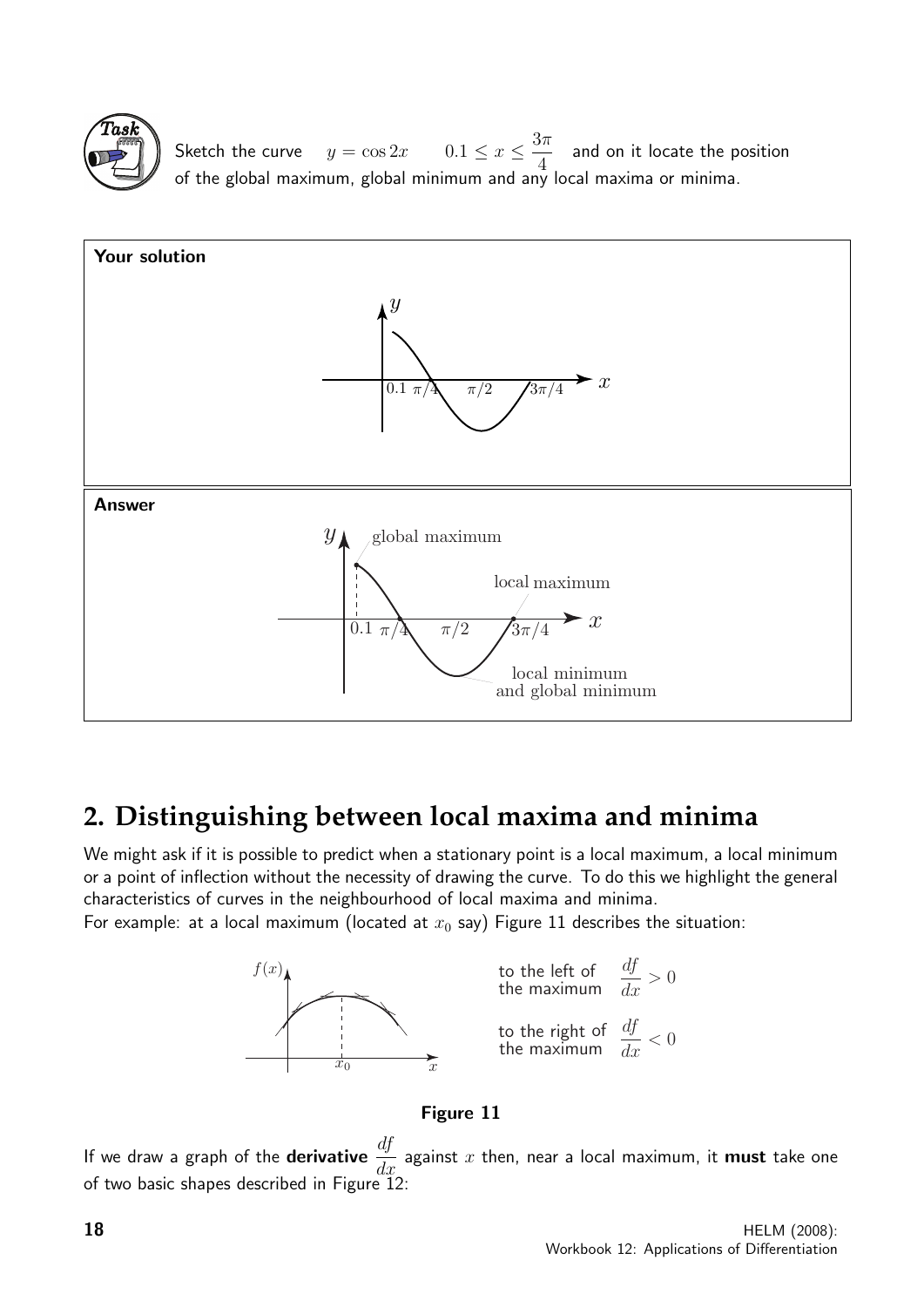**Task**

Sketch the curve $y = \cos 2x \qquad 0.1 \leq x \leq \dfrac{3\pi}{4}$ and on it locate the position of the global maximum, global minimum and any local maxima or minima.

**Your solution**

**Answer**

## 2. Distinguishing between local maxima and minima

We might ask if it is possible to predict when a stationary point is a local maximum, a local minimum or a point of inflection without the necessity of drawing the curve. To do this we highlight the general characteristics of curves in the neighbourhood of local maxima and minima.

For example: at a local maximum (located at $x_0$ say) Figure 11 describes the situation:

to the left of the maximum $\dfrac{df}{dx} > 0$

to the right of the maximum $\dfrac{df}{dx} < 0$

**Figure 11**

If we draw a graph of the **derivative** $\dfrac{df}{dx}$ against $x$ then, near a local maximum, it **must** take one of two basic shapes described in Figure 12: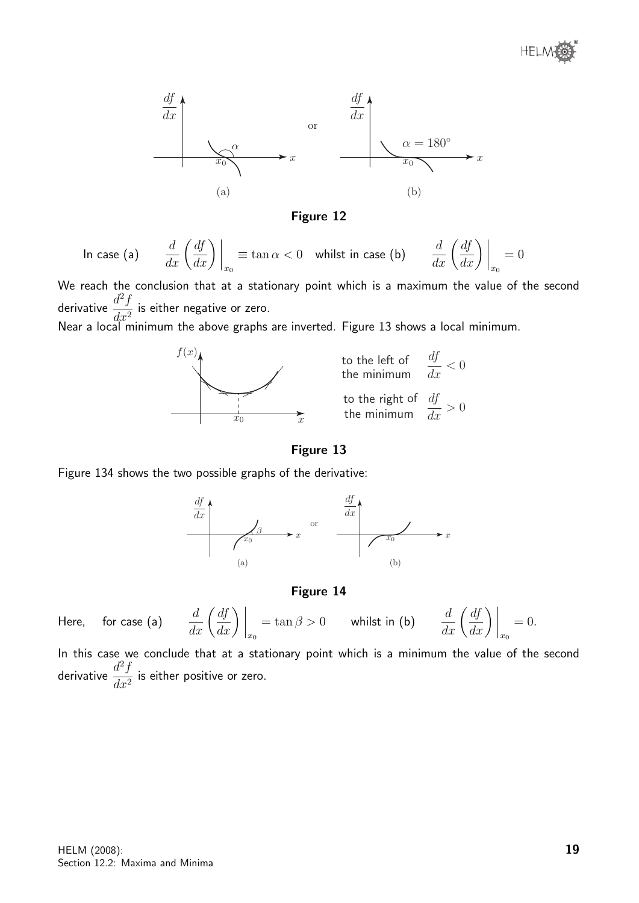Figure 12

In case (a) $\quad \dfrac{d}{dx}\left(\dfrac{df}{dx}\right)\Bigg|_{x_0} \equiv \tan\alpha < 0 \quad$ whilst in case (b) $\quad \dfrac{d}{dx}\left(\dfrac{df}{dx}\right)\Bigg|_{x_0} = 0$

We reach the conclusion that at a stationary point which is a maximum the value of the second derivative $\dfrac{d^2f}{dx^2}$ is either negative or zero.

Near a local minimum the above graphs are inverted. Figure 13 shows a local minimum.

to the left of the minimum $\quad \dfrac{df}{dx} < 0$

to the right of the minimum $\quad \dfrac{df}{dx} > 0$

Figure 13

Figure 134 shows the two possible graphs of the derivative:

Figure 14

Here, $\quad$ for case (a) $\quad \dfrac{d}{dx}\left(\dfrac{df}{dx}\right)\Bigg|_{x_0} = \tan\beta > 0 \qquad$ whilst in (b) $\quad \dfrac{d}{dx}\left(\dfrac{df}{dx}\right)\Bigg|_{x_0} = 0.$

In this case we conclude that at a stationary point which is a minimum the value of the second derivative $\dfrac{d^2f}{dx^2}$ is either positive or zero.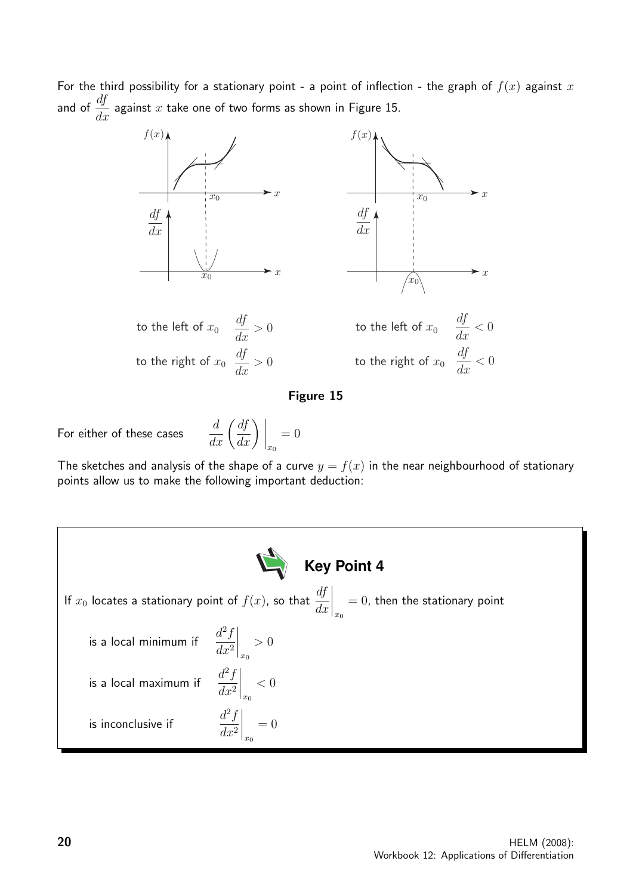For the third possibility for a stationary point - a point of inflection - the graph of $f(x)$ against $x$ and of $\frac{df}{dx}$ against $x$ take one of two forms as shown in Figure 15.

to the left of $x_0$ $\quad \frac{df}{dx} > 0$

to the right of $x_0$ $\quad \frac{df}{dx} > 0$

to the left of $x_0$ $\quad \frac{df}{dx} < 0$

to the right of $x_0$ $\quad \frac{df}{dx} < 0$

**Figure 15**

For either of these cases $\qquad \frac{d}{dx}\left(\frac{df}{dx}\right)\bigg|_{x_0} = 0$

The sketches and analysis of the shape of a curve $y = f(x)$ in the near neighbourhood of stationary points allow us to make the following important deduction:

**Key Point 4**

If $x_0$ locates a stationary point of $f(x)$, so that $\left.\frac{df}{dx}\right|_{x_0} = 0$, then the stationary point

is a local minimum if $\quad \left.\frac{d^2f}{dx^2}\right|_{x_0} > 0$

is a local maximum if $\quad \left.\frac{d^2f}{dx^2}\right|_{x_0} < 0$

is inconclusive if $\quad \left.\frac{d^2f}{dx^2}\right|_{x_0} = 0$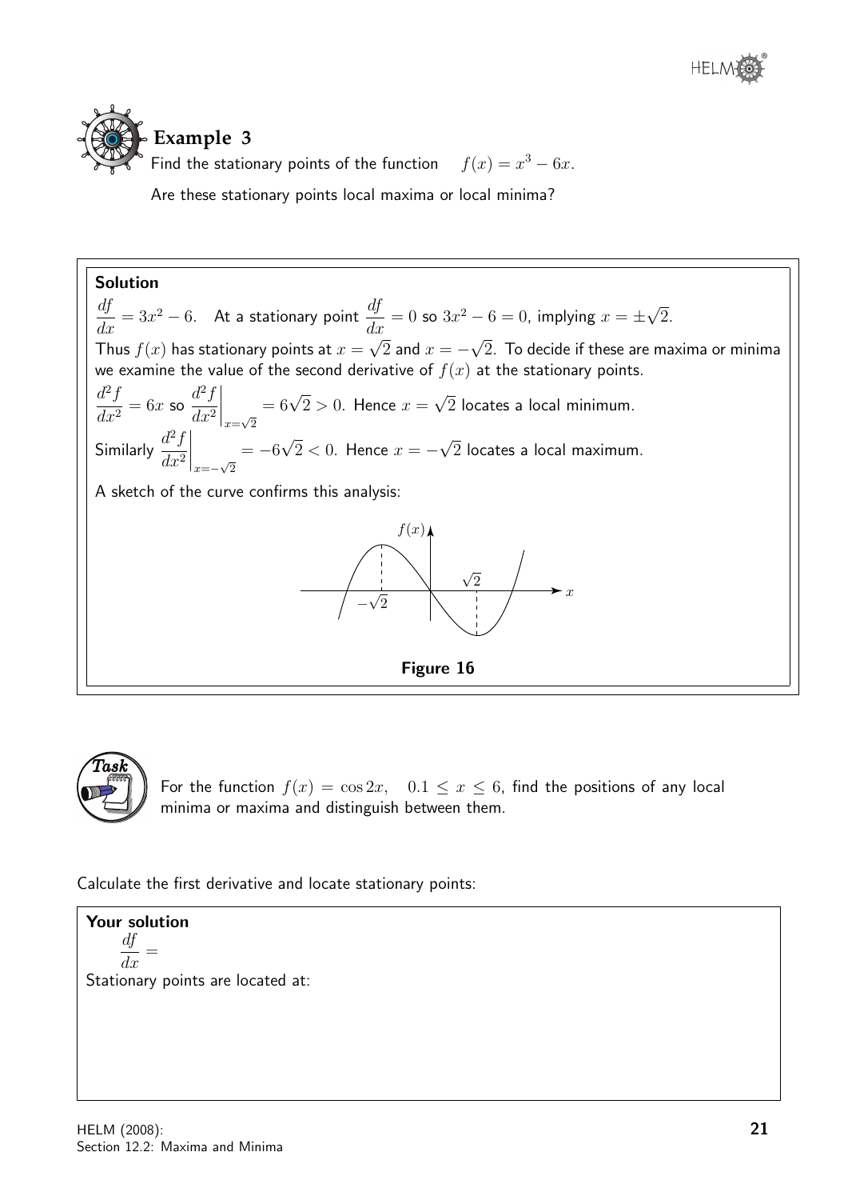## Example 3

Find the stationary points of the function $f(x) = x^3 - 6x$.

Are these stationary points local maxima or local minima?

**Solution**

$\dfrac{df}{dx} = 3x^2 - 6$. At a stationary point $\dfrac{df}{dx} = 0$ so $3x^2 - 6 = 0$, implying $x = \pm\sqrt{2}$.

Thus $f(x)$ has stationary points at $x = \sqrt{2}$ and $x = -\sqrt{2}$. To decide if these are maxima or minima we examine the value of the second derivative of $f(x)$ at the stationary points.

$\dfrac{d^2f}{dx^2} = 6x$ so $\left.\dfrac{d^2f}{dx^2}\right|_{x=\sqrt{2}} = 6\sqrt{2} > 0$. Hence $x = \sqrt{2}$ locates a local minimum.

Similarly $\left.\dfrac{d^2f}{dx^2}\right|_{x=-\sqrt{2}} = -6\sqrt{2} < 0$. Hence $x = -\sqrt{2}$ locates a local maximum.

A sketch of the curve confirms this analysis:

**Figure 16**

---

**Task**

For the function $f(x) = \cos 2x$, $0.1 \leq x \leq 6$, find the positions of any local minima or maxima and distinguish between them.

Calculate the first derivative and locate stationary points:

**Your solution**

$\dfrac{df}{dx} =$

Stationary points are located at: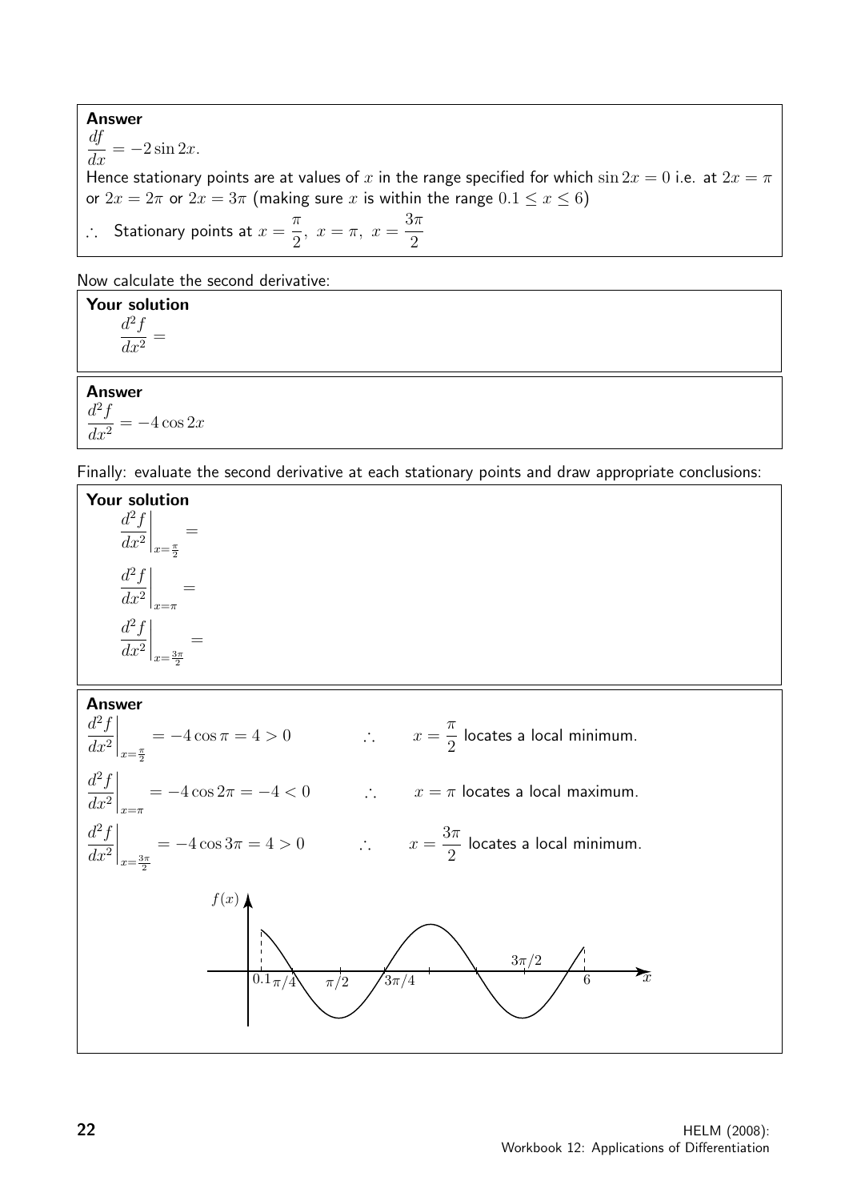**Answer**

$\dfrac{df}{dx} = -2\sin 2x.$

Hence stationary points are at values of $x$ in the range specified for which $\sin 2x = 0$ i.e. at $2x = \pi$ or $2x = 2\pi$ or $2x = 3\pi$ (making sure $x$ is within the range $0.1 \leq x \leq 6$)

$\therefore$ Stationary points at $x = \dfrac{\pi}{2},\ x = \pi,\ x = \dfrac{3\pi}{2}$

Now calculate the second derivative:

**Your solution**

$\dfrac{d^2f}{dx^2} =$

**Answer**

$\dfrac{d^2f}{dx^2} = -4\cos 2x$

Finally: evaluate the second derivative at each stationary points and draw appropriate conclusions:

**Your solution**

$\left.\dfrac{d^2f}{dx^2}\right|_{x=\frac{\pi}{2}} =$

$\left.\dfrac{d^2f}{dx^2}\right|_{x=\pi} =$

$\left.\dfrac{d^2f}{dx^2}\right|_{x=\frac{3\pi}{2}} =$

**Answer**

$\left.\dfrac{d^2f}{dx^2}\right|_{x=\frac{\pi}{2}} = -4\cos\pi = 4 > 0 \qquad \therefore \qquad x = \dfrac{\pi}{2}$ locates a local minimum.

$\left.\dfrac{d^2f}{dx^2}\right|_{x=\pi} = -4\cos 2\pi = -4 < 0 \qquad \therefore \qquad x = \pi$ locates a local maximum.

$\left.\dfrac{d^2f}{dx^2}\right|_{x=\frac{3\pi}{2}} = -4\cos 3\pi = 4 > 0 \qquad \therefore \qquad x = \dfrac{3\pi}{2}$ locates a local minimum.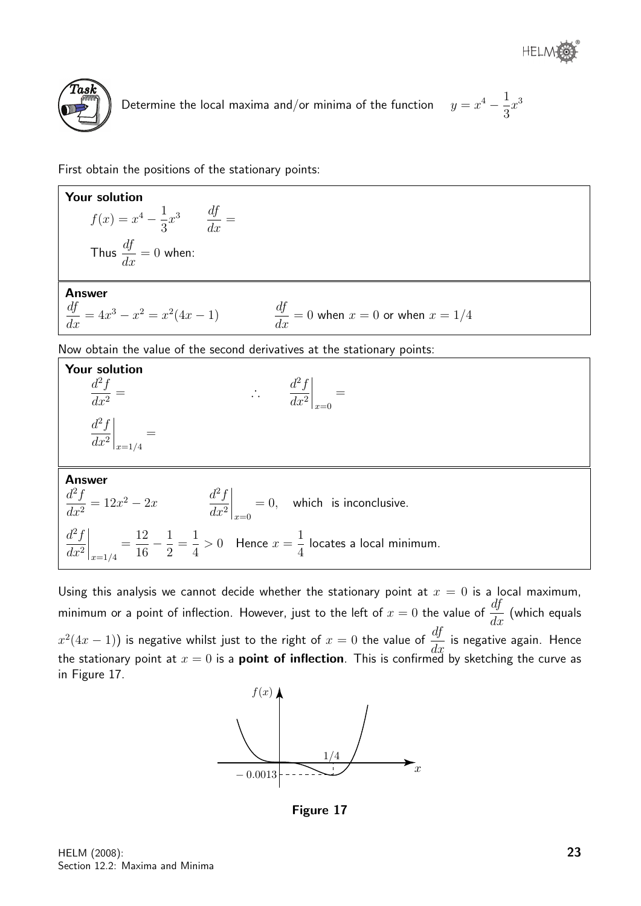**Task**

Determine the local maxima and/or minima of the function $y = x^4 - \frac{1}{3}x^3$

First obtain the positions of the stationary points:

**Your solution**

$f(x) = x^4 - \frac{1}{3}x^3 \qquad \frac{df}{dx} =$

Thus $\frac{df}{dx} = 0$ when:

**Answer**

$\frac{df}{dx} = 4x^3 - x^2 = x^2(4x-1) \qquad \frac{df}{dx} = 0$ when $x = 0$ or when $x = 1/4$

Now obtain the value of the second derivatives at the stationary points:

**Your solution**

$\frac{d^2f}{dx^2} = \qquad \therefore \qquad \left.\frac{d^2f}{dx^2}\right|_{x=0} =$

$\left.\frac{d^2f}{dx^2}\right|_{x=1/4} =$

**Answer**

$\frac{d^2f}{dx^2} = 12x^2 - 2x \qquad \left.\frac{d^2f}{dx^2}\right|_{x=0} = 0,$ which is inconclusive.

$\left.\frac{d^2f}{dx^2}\right|_{x=1/4} = \frac{12}{16} - \frac{1}{2} = \frac{1}{4} > 0$ Hence $x = \frac{1}{4}$ locates a local minimum.

Using this analysis we cannot decide whether the stationary point at $x = 0$ is a local maximum, minimum or a point of inflection. However, just to the left of $x = 0$ the value of $\frac{df}{dx}$ (which equals $x^2(4x-1)$) is negative whilst just to the right of $x = 0$ the value of $\frac{df}{dx}$ is negative again. Hence the stationary point at $x = 0$ is a **point of inflection**. This is confirmed by sketching the curve as in Figure 17.

**Figure 17**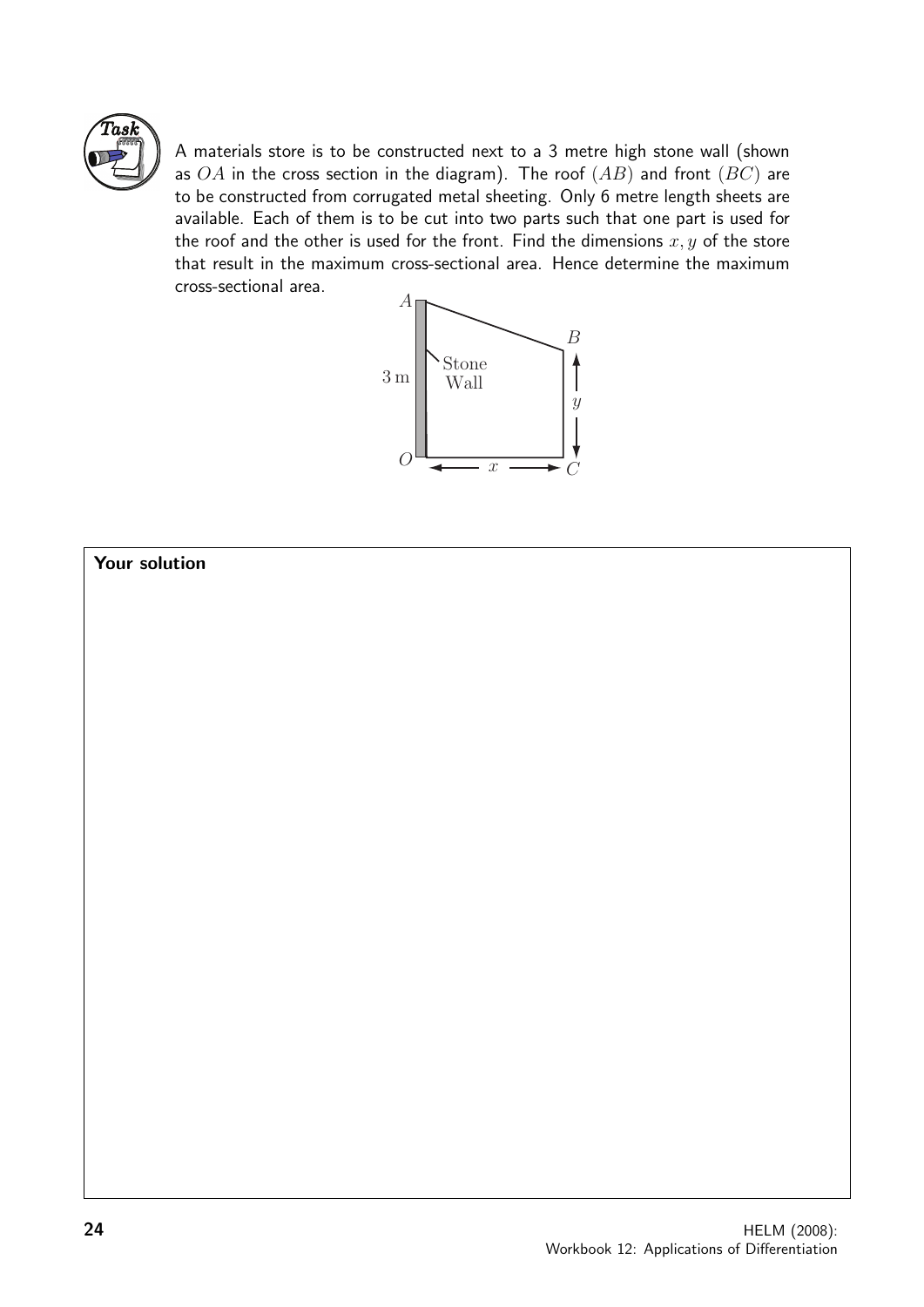**Task**

A materials store is to be constructed next to a 3 metre high stone wall (shown as $OA$ in the cross section in the diagram). The roof $(AB)$ and front $(BC)$ are to be constructed from corrugated metal sheeting. Only 6 metre length sheets are available. Each of them is to be cut into two parts such that one part is used for the roof and the other is used for the front. Find the dimensions $x, y$ of the store that result in the maximum cross-sectional area. Hence determine the maximum cross-sectional area.

**Your solution**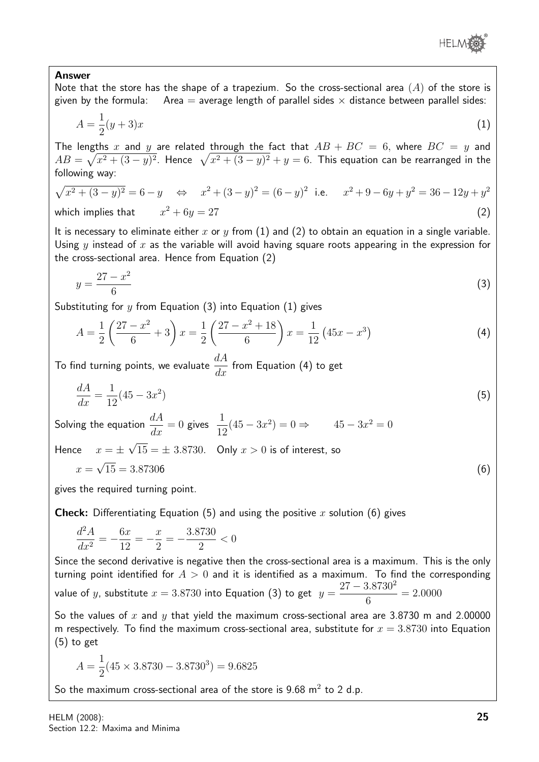**Answer**

Note that the store has the shape of a trapezium. So the cross-sectional area ($A$) of the store is given by the formula: Area = average length of parallel sides × distance between parallel sides:

$$A = \frac{1}{2}(y+3)x \qquad (1)$$

The lengths $x$ and $y$ are related through the fact that $AB + BC = 6$, where $BC = y$ and $AB = \sqrt{x^2 + (3-y)^2}$. Hence $\sqrt{x^2 + (3-y)^2} + y = 6$. This equation can be rearranged in the following way:

$$\sqrt{x^2 + (3-y)^2} = 6 - y \quad \Leftrightarrow \quad x^2 + (3-y)^2 = (6-y)^2 \;\text{ i.e. }\quad x^2 + 9 - 6y + y^2 = 36 - 12y + y^2$$

which implies that $\qquad x^2 + 6y = 27 \qquad (2)$

It is necessary to eliminate either $x$ or $y$ from (1) and (2) to obtain an equation in a single variable. Using $y$ instead of $x$ as the variable will avoid having square roots appearing in the expression for the cross-sectional area. Hence from Equation (2)

$$y = \frac{27 - x^2}{6} \qquad (3)$$

Substituting for $y$ from Equation (3) into Equation (1) gives

$$A = \frac{1}{2}\left(\frac{27 - x^2}{6} + 3\right)x = \frac{1}{2}\left(\frac{27 - x^2 + 18}{6}\right)x = \frac{1}{12}\left(45x - x^3\right) \qquad (4)$$

To find turning points, we evaluate $\dfrac{dA}{dx}$ from Equation (4) to get

$$\frac{dA}{dx} = \frac{1}{12}(45 - 3x^2) \qquad (5)$$

Solving the equation $\dfrac{dA}{dx} = 0$ gives $\dfrac{1}{12}(45 - 3x^2) = 0 \Rightarrow \qquad 45 - 3x^2 = 0$

Hence $\quad x = \pm\sqrt{15} = \pm\, 3.8730.$ Only $x > 0$ is of interest, so

$$x = \sqrt{15} = 3.87306 \qquad (6)$$

gives the required turning point.

**Check:** Differentiating Equation (5) and using the positive $x$ solution (6) gives

$$\frac{d^2A}{dx^2} = -\frac{6x}{12} = -\frac{x}{2} = -\frac{3.8730}{2} < 0$$

Since the second derivative is negative then the cross-sectional area is a maximum. This is the only turning point identified for $A > 0$ and it is identified as a maximum. To find the corresponding value of $y$, substitute $x = 3.8730$ into Equation (3) to get $y = \dfrac{27 - 3.8730^2}{6} = 2.0000$

So the values of $x$ and $y$ that yield the maximum cross-sectional area are 3.8730 m and 2.00000 m respectively. To find the maximum cross-sectional area, substitute for $x = 3.8730$ into Equation (5) to get

$$A = \frac{1}{2}(45 \times 3.8730 - 3.8730^3) = 9.6825$$

So the maximum cross-sectional area of the store is 9.68 m$^2$ to 2 d.p.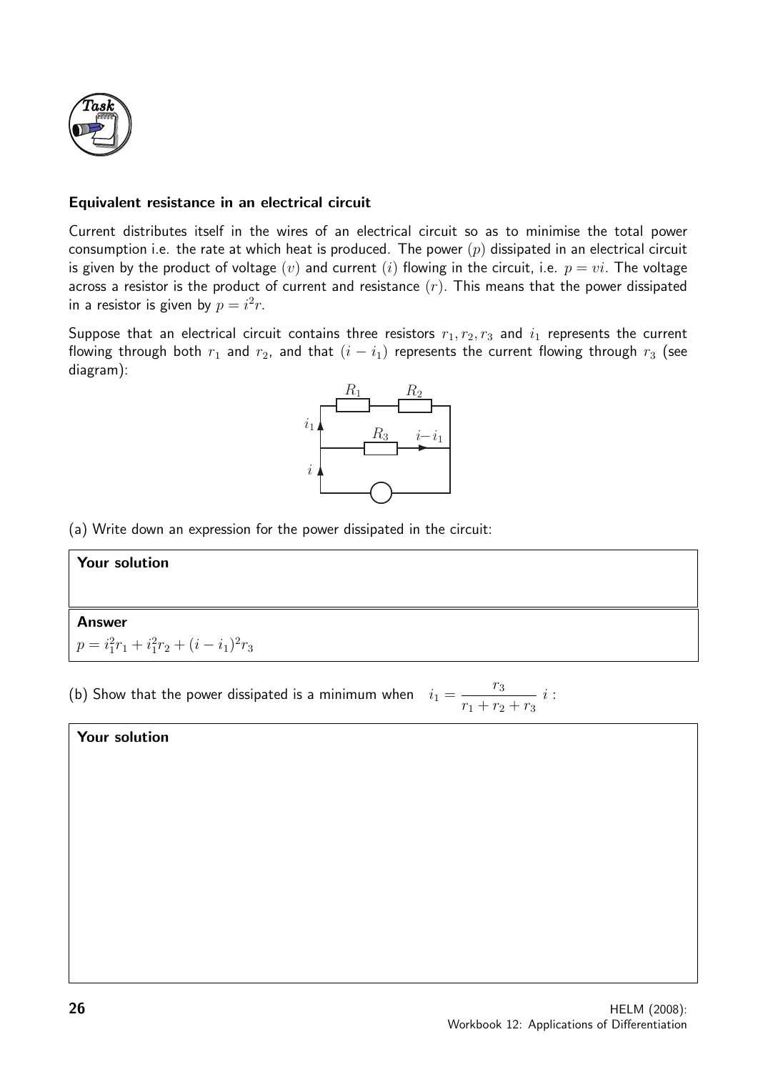**Task**

### Equivalent resistance in an electrical circuit

Current distributes itself in the wires of an electrical circuit so as to minimise the total power consumption i.e. the rate at which heat is produced. The power $(p)$ dissipated in an electrical circuit is given by the product of voltage $(v)$ and current $(i)$ flowing in the circuit, i.e. $p = vi$. The voltage across a resistor is the product of current and resistance $(r)$. This means that the power dissipated in a resistor is given by $p = i^2 r$.

Suppose that an electrical circuit contains three resistors $r_1, r_2, r_3$ and $i_1$ represents the current flowing through both $r_1$ and $r_2$, and that $(i - i_1)$ represents the current flowing through $r_3$ (see diagram):

(a) Write down an expression for the power dissipated in the circuit:

**Your solution**

**Answer**

$p = i_1^2 r_1 + i_1^2 r_2 + (i - i_1)^2 r_3$

(b) Show that the power dissipated is a minimum when $\quad i_1 = \dfrac{r_3}{r_1 + r_2 + r_3}\, i$ :

**Your solution**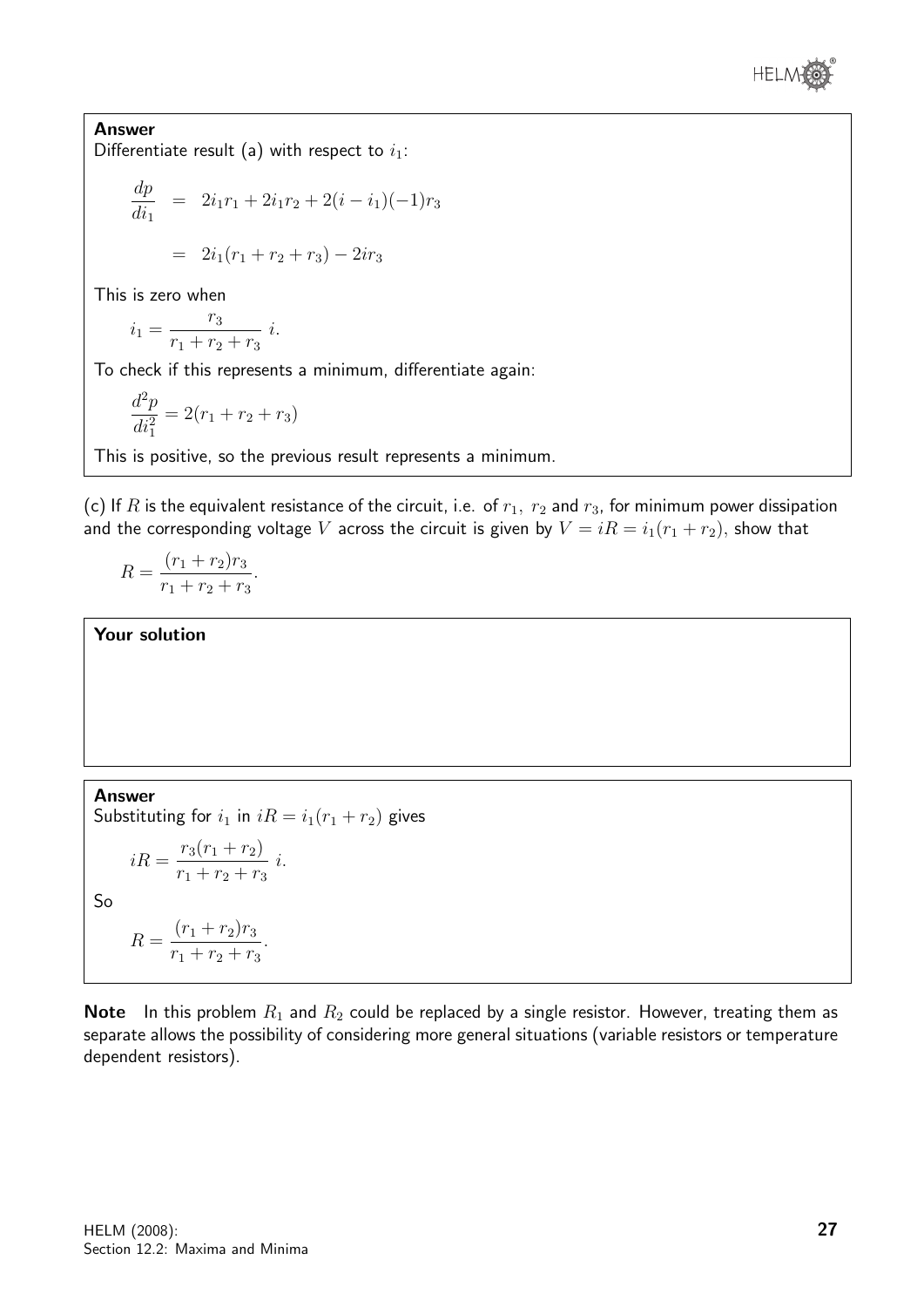**Answer**

Differentiate result (a) with respect to $i_1$:

$$\frac{dp}{di_1} = 2i_1r_1 + 2i_1r_2 + 2(i - i_1)(-1)r_3$$

$$= 2i_1(r_1 + r_2 + r_3) - 2ir_3$$

This is zero when

$$i_1 = \frac{r_3}{r_1 + r_2 + r_3}\, i.$$

To check if this represents a minimum, differentiate again:

$$\frac{d^2p}{di_1^2} = 2(r_1 + r_2 + r_3)$$

This is positive, so the previous result represents a minimum.

(c) If $R$ is the equivalent resistance of the circuit, i.e. of $r_1,\ r_2$ and $r_3$, for minimum power dissipation and the corresponding voltage $V$ across the circuit is given by $V = iR = i_1(r_1 + r_2)$, show that

$$R = \frac{(r_1 + r_2)r_3}{r_1 + r_2 + r_3}.$$

**Your solution**

**Answer**

Substituting for $i_1$ in $iR = i_1(r_1 + r_2)$ gives

$$iR = \frac{r_3(r_1 + r_2)}{r_1 + r_2 + r_3}\, i.$$

So

$$R = \frac{(r_1 + r_2)r_3}{r_1 + r_2 + r_3}.$$

**Note** In this problem $R_1$ and $R_2$ could be replaced by a single resistor. However, treating them as separate allows the possibility of considering more general situations (variable resistors or temperature dependent resistors).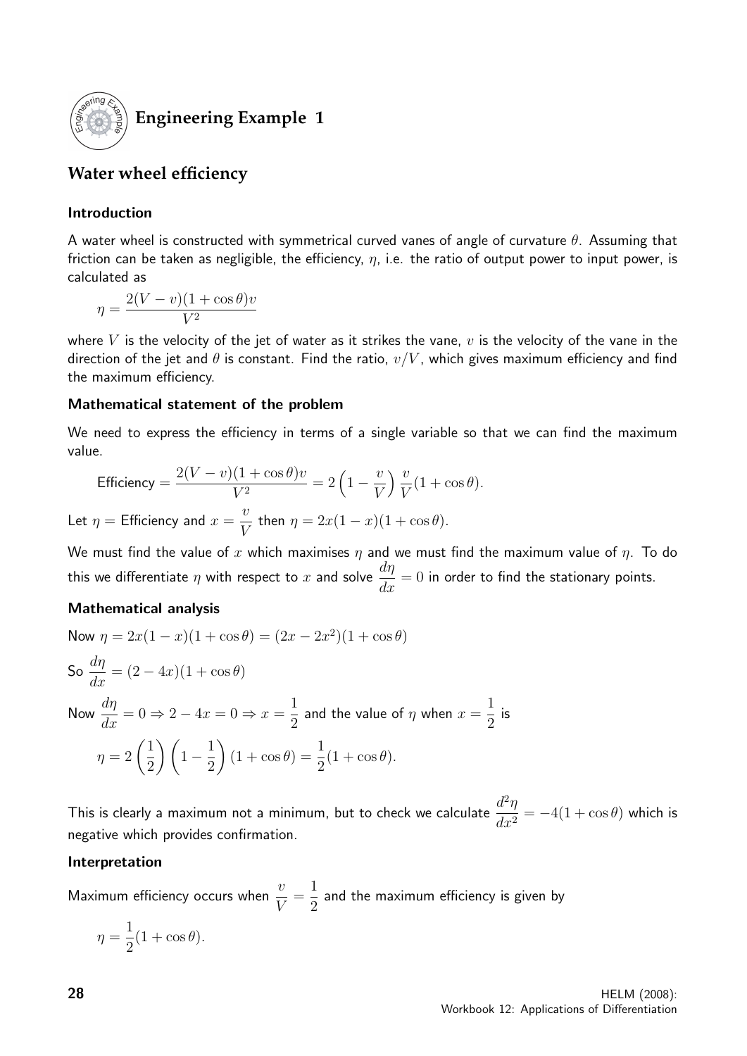## Engineering Example 1

### Water wheel efficiency

#### Introduction

A water wheel is constructed with symmetrical curved vanes of angle of curvature $\theta$. Assuming that friction can be taken as negligible, the efficiency, $\eta$, i.e. the ratio of output power to input power, is calculated as

$$\eta = \frac{2(V - v)(1 + \cos\theta)v}{V^2}$$

where $V$ is the velocity of the jet of water as it strikes the vane, $v$ is the velocity of the vane in the direction of the jet and $\theta$ is constant. Find the ratio, $v/V$, which gives maximum efficiency and find the maximum efficiency.

#### Mathematical statement of the problem

We need to express the efficiency in terms of a single variable so that we can find the maximum value.

$$\text{Efficiency} = \frac{2(V - v)(1 + \cos\theta)v}{V^2} = 2\left(1 - \frac{v}{V}\right)\frac{v}{V}(1 + \cos\theta).$$

Let $\eta =$ Efficiency and $x = \dfrac{v}{V}$ then $\eta = 2x(1 - x)(1 + \cos\theta)$.

We must find the value of $x$ which maximises $\eta$ and we must find the maximum value of $\eta$. To do this we differentiate $\eta$ with respect to $x$ and solve $\dfrac{d\eta}{dx} = 0$ in order to find the stationary points.

#### Mathematical analysis

Now $\eta = 2x(1 - x)(1 + \cos\theta) = (2x - 2x^2)(1 + \cos\theta)$

So $\dfrac{d\eta}{dx} = (2 - 4x)(1 + \cos\theta)$

Now $\dfrac{d\eta}{dx} = 0 \Rightarrow 2 - 4x = 0 \Rightarrow x = \dfrac{1}{2}$ and the value of $\eta$ when $x = \dfrac{1}{2}$ is

$$\eta = 2\left(\frac{1}{2}\right)\left(1 - \frac{1}{2}\right)(1 + \cos\theta) = \frac{1}{2}(1 + \cos\theta).$$

This is clearly a maximum not a minimum, but to check we calculate $\dfrac{d^2\eta}{dx^2} = -4(1 + \cos\theta)$ which is negative which provides confirmation.

#### Interpretation

Maximum efficiency occurs when $\dfrac{v}{V} = \dfrac{1}{2}$ and the maximum efficiency is given by

$$\eta = \frac{1}{2}(1 + \cos\theta).$$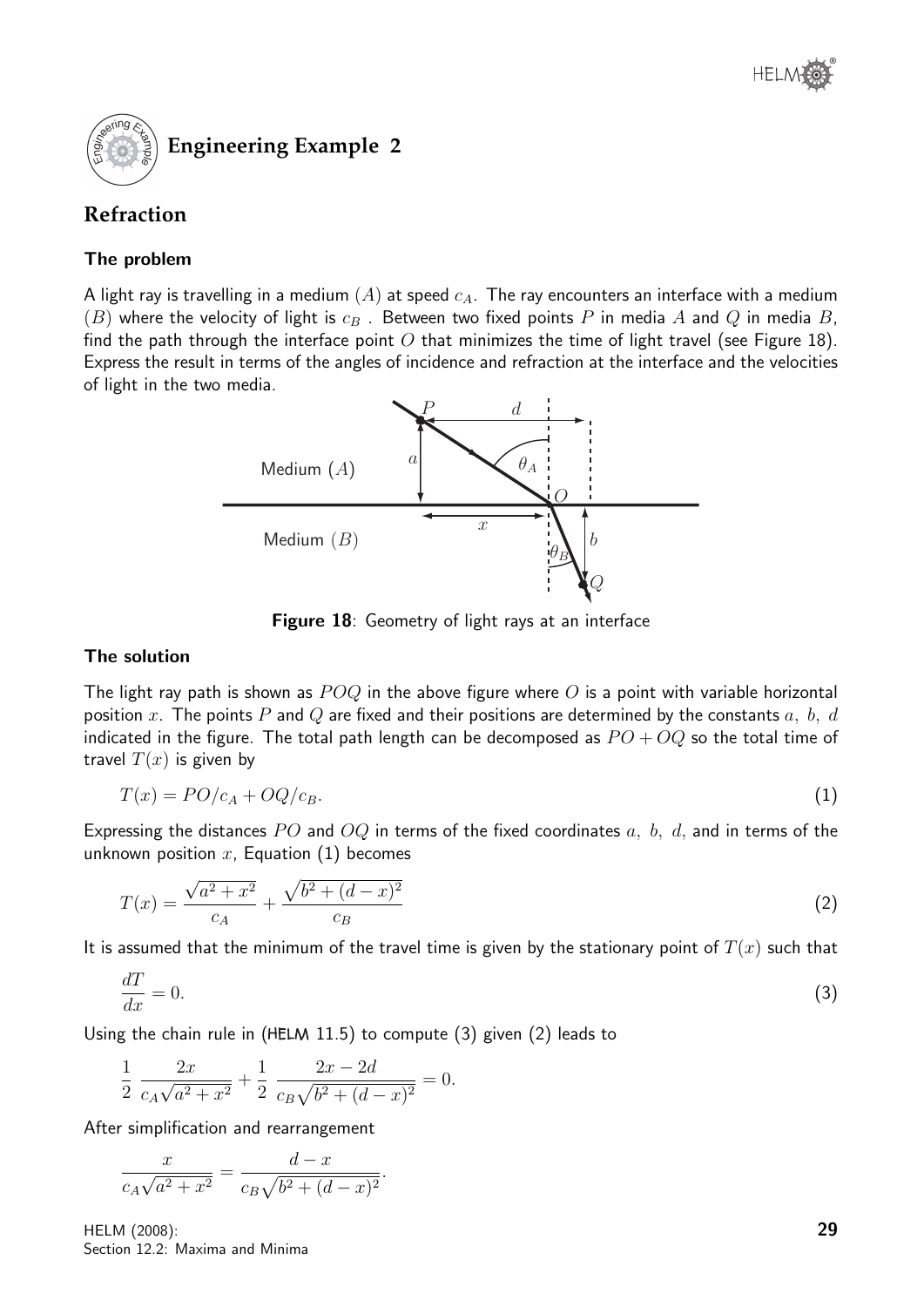## Engineering Example 2

## Refraction

### The problem

A light ray is travelling in a medium $(A)$ at speed $c_A$. The ray encounters an interface with a medium $(B)$ where the velocity of light is $c_B$ . Between two fixed points $P$ in media $A$ and $Q$ in media $B$, find the path through the interface point $O$ that minimizes the time of light travel (see Figure 18). Express the result in terms of the angles of incidence and refraction at the interface and the velocities of light in the two media.

**Figure 18**: Geometry of light rays at an interface

### The solution

The light ray path is shown as $POQ$ in the above figure where $O$ is a point with variable horizontal position $x$. The points $P$ and $Q$ are fixed and their positions are determined by the constants $a,\ b,\ d$ indicated in the figure. The total path length can be decomposed as $PO + OQ$ so the total time of travel $T(x)$ is given by

$$T(x) = PO/c_A + OQ/c_B. \tag{1}$$

Expressing the distances $PO$ and $OQ$ in terms of the fixed coordinates $a,\ b,\ d$, and in terms of the unknown position $x$, Equation (1) becomes

$$T(x) = \frac{\sqrt{a^2 + x^2}}{c_A} + \frac{\sqrt{b^2 + (d-x)^2}}{c_B} \tag{2}$$

It is assumed that the minimum of the travel time is given by the stationary point of $T(x)$ such that

$$\frac{dT}{dx} = 0. \tag{3}$$

Using the chain rule in (HELM 11.5) to compute (3) given (2) leads to

$$\frac{1}{2}\ \frac{2x}{c_A\sqrt{a^2 + x^2}} + \frac{1}{2}\ \frac{2x - 2d}{c_B\sqrt{b^2 + (d-x)^2}} = 0.$$

After simplification and rearrangement

$$\frac{x}{c_A\sqrt{a^2 + x^2}} = \frac{d - x}{c_B\sqrt{b^2 + (d-x)^2}}.$$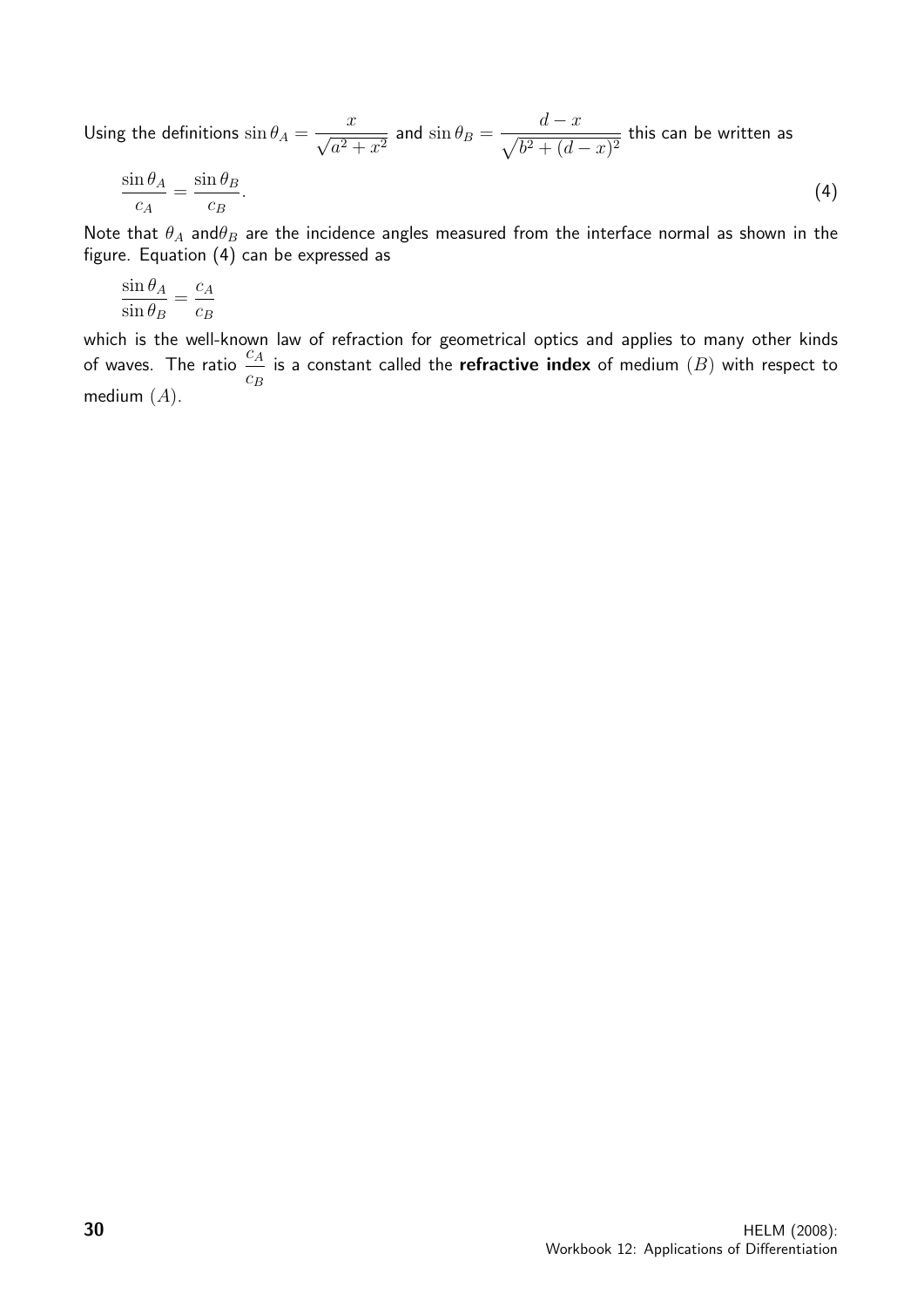Using the definitions $\sin\theta_A = \dfrac{x}{\sqrt{a^2+x^2}}$ and $\sin\theta_B = \dfrac{d-x}{\sqrt{b^2+(d-x)^2}}$ this can be written as

$$\frac{\sin\theta_A}{c_A} = \frac{\sin\theta_B}{c_B}. \tag{4}$$

Note that $\theta_A$ and$\theta_B$ are the incidence angles measured from the interface normal as shown in the figure. Equation (4) can be expressed as

$$\frac{\sin\theta_A}{\sin\theta_B} = \frac{c_A}{c_B}$$

which is the well-known law of refraction for geometrical optics and applies to many other kinds of waves. The ratio $\dfrac{c_A}{c_B}$ is a constant called the **refractive index** of medium $(B)$ with respect to medium $(A)$.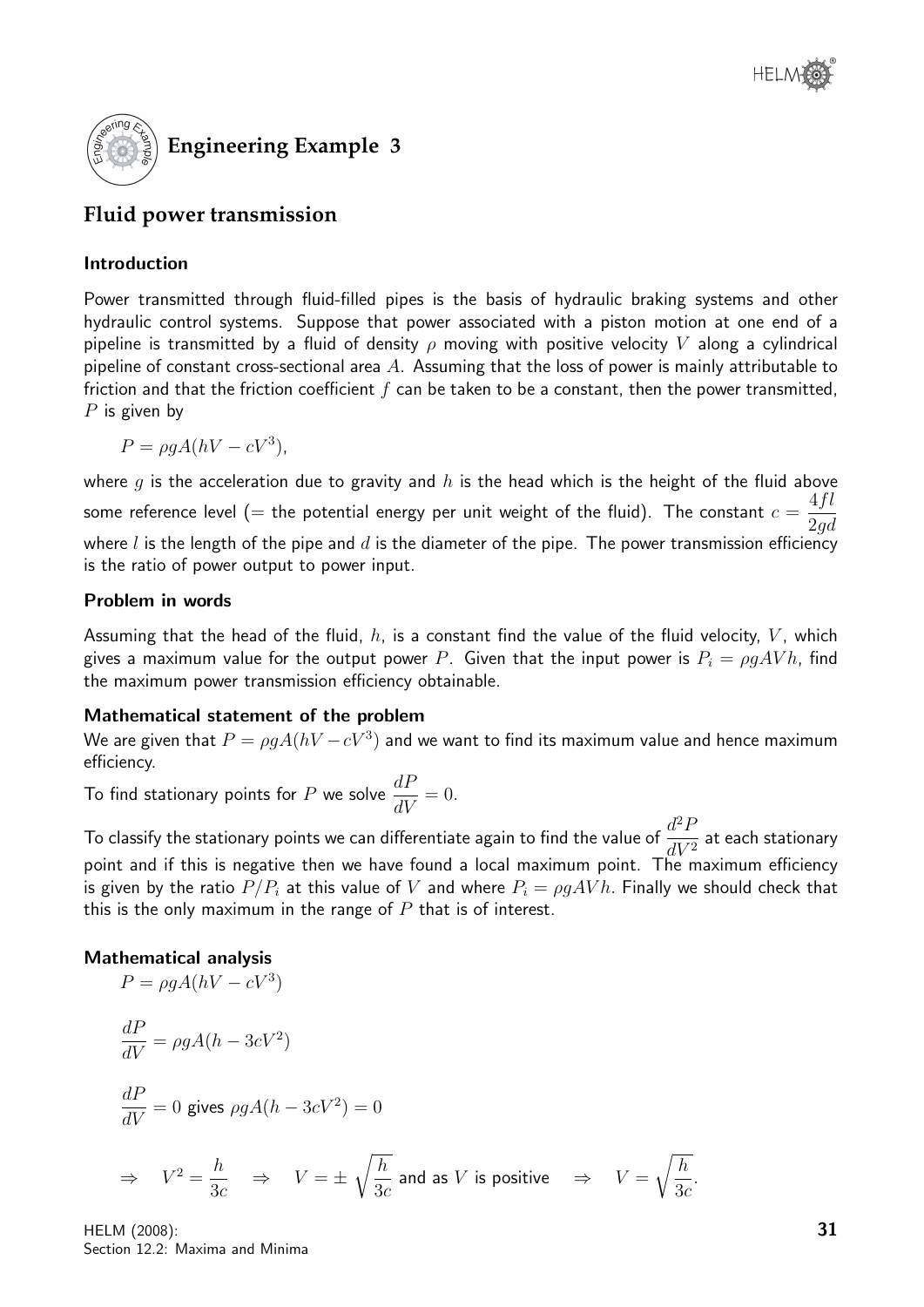## Engineering Example 3

## Fluid power transmission

### Introduction

Power transmitted through fluid-filled pipes is the basis of hydraulic braking systems and other hydraulic control systems. Suppose that power associated with a piston motion at one end of a pipeline is transmitted by a fluid of density $\rho$ moving with positive velocity $V$ along a cylindrical pipeline of constant cross-sectional area $A$. Assuming that the loss of power is mainly attributable to friction and that the friction coefficient $f$ can be taken to be a constant, then the power transmitted, $P$ is given by

$$P = \rho g A(hV - cV^3),$$

where $g$ is the acceleration due to gravity and $h$ is the head which is the height of the fluid above some reference level (= the potential energy per unit weight of the fluid). The constant $c = \dfrac{4fl}{2gd}$ where $l$ is the length of the pipe and $d$ is the diameter of the pipe. The power transmission efficiency is the ratio of power output to power input.

### Problem in words

Assuming that the head of the fluid, $h$, is a constant find the value of the fluid velocity, $V$, which gives a maximum value for the output power $P$. Given that the input power is $P_i = \rho g A V h$, find the maximum power transmission efficiency obtainable.

### Mathematical statement of the problem

We are given that $P = \rho g A(hV - cV^3)$ and we want to find its maximum value and hence maximum efficiency.

To find stationary points for $P$ we solve $\dfrac{dP}{dV} = 0$.

To classify the stationary points we can differentiate again to find the value of $\dfrac{d^2P}{dV^2}$ at each stationary point and if this is negative then we have found a local maximum point. The maximum efficiency is given by the ratio $P/P_i$ at this value of $V$ and where $P_i = \rho g A V h$. Finally we should check that this is the only maximum in the range of $P$ that is of interest.

### Mathematical analysis

$$P = \rho g A(hV - cV^3)$$

$$\frac{dP}{dV} = \rho g A(h - 3cV^2)$$

$$\frac{dP}{dV} = 0 \text{ gives } \rho g A(h - 3cV^2) = 0$$

$$\Rightarrow \quad V^2 = \frac{h}{3c} \quad \Rightarrow \quad V = \pm\sqrt{\frac{h}{3c}} \text{ and as } V \text{ is positive} \quad \Rightarrow \quad V = \sqrt{\frac{h}{3c}}.$$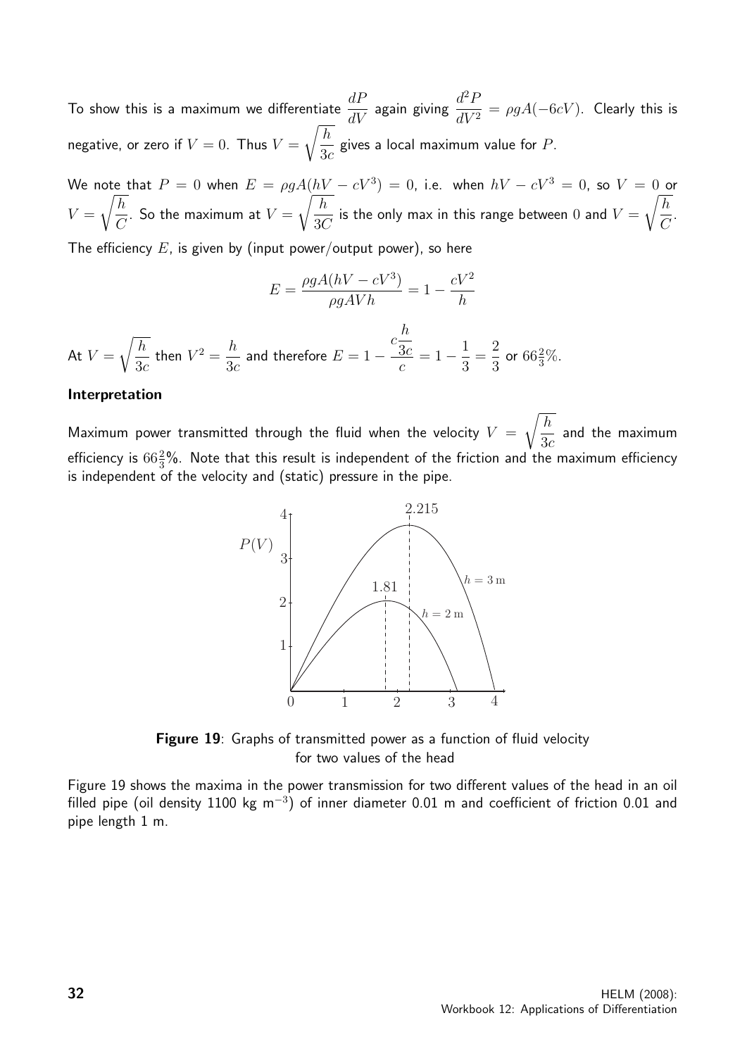To show this is a maximum we differentiate $\frac{dP}{dV}$ again giving $\frac{d^2P}{dV^2} = \rho g A(-6cV)$. Clearly this is negative, or zero if $V = 0$. Thus $V = \sqrt{\frac{h}{3c}}$ gives a local maximum value for $P$.

We note that $P = 0$ when $E = \rho g A(hV - cV^3) = 0$, i.e. when $hV - cV^3 = 0$, so $V = 0$ or $V = \sqrt{\frac{h}{C}}$. So the maximum at $V = \sqrt{\frac{h}{3C}}$ is the only max in this range between $0$ and $V = \sqrt{\frac{h}{C}}$.

The efficiency $E$, is given by (input power/output power), so here

$$E = \frac{\rho g A(hV - cV^3)}{\rho g A V h} = 1 - \frac{cV^2}{h}$$

At $V = \sqrt{\frac{h}{3c}}$ then $V^2 = \frac{h}{3c}$ and therefore $E = 1 - \frac{c\frac{h}{3c}}{c} = 1 - \frac{1}{3} = \frac{2}{3}$ or $66\frac{2}{3}\%$.

**Interpretation**

Maximum power transmitted through the fluid when the velocity $V = \sqrt{\frac{h}{3c}}$ and the maximum efficiency is $66\frac{2}{3}\%$. Note that this result is independent of the friction and the maximum efficiency is independent of the velocity and (static) pressure in the pipe.

**Figure 19**: Graphs of transmitted power as a function of fluid velocity for two values of the head

Figure 19 shows the maxima in the power transmission for two different values of the head in an oil filled pipe (oil density 1100 kg m$^{-3}$) of inner diameter 0.01 m and coefficient of friction 0.01 and pipe length 1 m.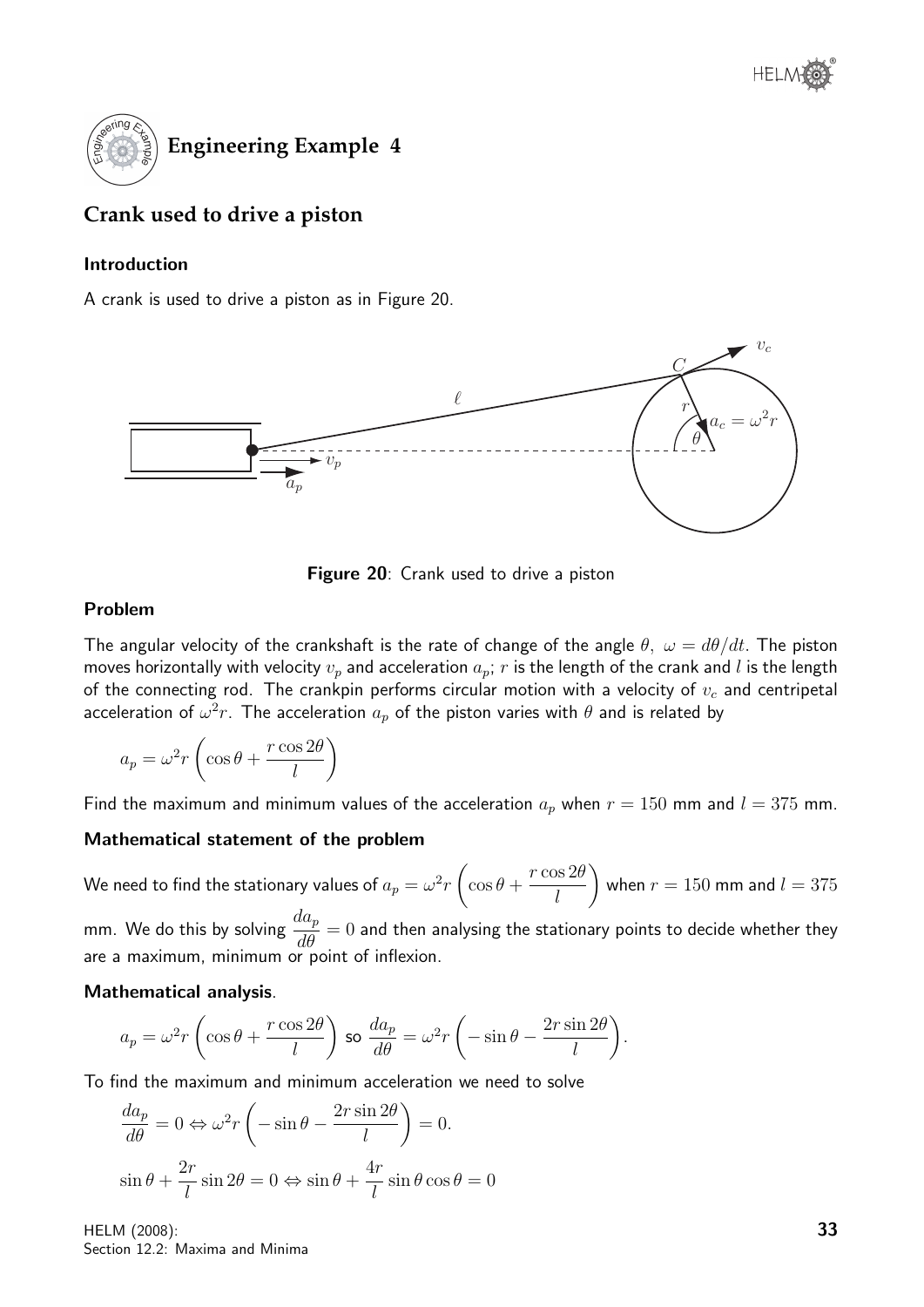## Engineering Example 4

### Crank used to drive a piston

#### Introduction

A crank is used to drive a piston as in Figure 20.

**Figure 20**: Crank used to drive a piston

#### Problem

The angular velocity of the crankshaft is the rate of change of the angle $\theta$, $\omega = d\theta/dt$. The piston moves horizontally with velocity $v_p$ and acceleration $a_p$; $r$ is the length of the crank and $l$ is the length of the connecting rod. The crankpin performs circular motion with a velocity of $v_c$ and centripetal acceleration of $\omega^2 r$. The acceleration $a_p$ of the piston varies with $\theta$ and is related by

$$a_p = \omega^2 r \left( \cos\theta + \frac{r\cos 2\theta}{l} \right)$$

Find the maximum and minimum values of the acceleration $a_p$ when $r = 150$ mm and $l = 375$ mm.

#### Mathematical statement of the problem

We need to find the stationary values of $a_p = \omega^2 r \left( \cos\theta + \dfrac{r\cos 2\theta}{l} \right)$ when $r = 150$ mm and $l = 375$ mm. We do this by solving $\dfrac{da_p}{d\theta} = 0$ and then analysing the stationary points to decide whether they are a maximum, minimum or point of inflexion.

#### Mathematical analysis.

$$a_p = \omega^2 r \left( \cos\theta + \frac{r\cos 2\theta}{l} \right) \text{ so } \frac{da_p}{d\theta} = \omega^2 r \left( -\sin\theta - \frac{2r\sin 2\theta}{l} \right).$$

To find the maximum and minimum acceleration we need to solve

$$\frac{da_p}{d\theta} = 0 \Leftrightarrow \omega^2 r \left( -\sin\theta - \frac{2r\sin 2\theta}{l} \right) = 0.$$

$$\sin\theta + \frac{2r}{l}\sin 2\theta = 0 \Leftrightarrow \sin\theta + \frac{4r}{l}\sin\theta\cos\theta = 0$$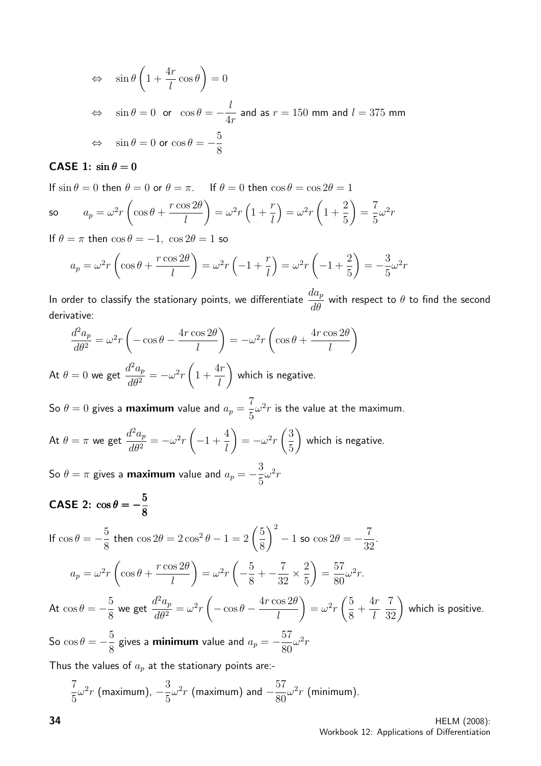$$\Leftrightarrow \quad \sin\theta\left(1 + \frac{4r}{l}\cos\theta\right) = 0$$

$$\Leftrightarrow \quad \sin\theta = 0 \;\text{ or }\; \cos\theta = -\frac{l}{4r} \text{ and as } r = 150 \text{ mm and } l = 375 \text{ mm}$$

$$\Leftrightarrow \quad \sin\theta = 0 \text{ or } \cos\theta = -\frac{5}{8}$$

**CASE 1: $\sin\theta = 0$**

If $\sin\theta = 0$ then $\theta = 0$ or $\theta = \pi$. If $\theta = 0$ then $\cos\theta = \cos 2\theta = 1$

so $\quad a_p = \omega^2 r\left(\cos\theta + \dfrac{r\cos 2\theta}{l}\right) = \omega^2 r\left(1 + \dfrac{r}{l}\right) = \omega^2 r\left(1 + \dfrac{2}{5}\right) = \dfrac{7}{5}\omega^2 r$

If $\theta = \pi$ then $\cos\theta = -1,\ \cos 2\theta = 1$ so

$$a_p = \omega^2 r\left(\cos\theta + \frac{r\cos 2\theta}{l}\right) = \omega^2 r\left(-1 + \frac{r}{l}\right) = \omega^2 r\left(-1 + \frac{2}{5}\right) = -\frac{3}{5}\omega^2 r$$

In order to classify the stationary points, we differentiate $\dfrac{da_p}{d\theta}$ with respect to $\theta$ to find the second derivative:

$$\frac{d^2 a_p}{d\theta^2} = \omega^2 r\left(-\cos\theta - \frac{4r\cos 2\theta}{l}\right) = -\omega^2 r\left(\cos\theta + \frac{4r\cos 2\theta}{l}\right)$$

At $\theta = 0$ we get $\dfrac{d^2 a_p}{d\theta^2} = -\omega^2 r\left(1 + \dfrac{4r}{l}\right)$ which is negative.

So $\theta = 0$ gives a **maximum** value and $a_p = \dfrac{7}{5}\omega^2 r$ is the value at the maximum.

At $\theta = \pi$ we get $\dfrac{d^2 a_p}{d\theta^2} = -\omega^2 r\left(-1 + \dfrac{4}{l}\right) = -\omega^2 r\left(\dfrac{3}{5}\right)$ which is negative.

So $\theta = \pi$ gives a **maximum** value and $a_p = -\dfrac{3}{5}\omega^2 r$

**CASE 2: $\cos\theta = -\dfrac{5}{8}$**

If $\cos\theta = -\dfrac{5}{8}$ then $\cos 2\theta = 2\cos^2\theta - 1 = 2\left(\dfrac{5}{8}\right)^2 - 1$ so $\cos 2\theta = -\dfrac{7}{32}$.

$$a_p = \omega^2 r\left(\cos\theta + \frac{r\cos 2\theta}{l}\right) = \omega^2 r\left(-\frac{5}{8} + -\frac{7}{32} \times \frac{2}{5}\right) = \frac{57}{80}\omega^2 r.$$

At $\cos\theta = -\dfrac{5}{8}$ we get $\dfrac{d^2 a_p}{d\theta^2} = \omega^2 r\left(-\cos\theta - \dfrac{4r\cos 2\theta}{l}\right) = \omega^2 r\left(\dfrac{5}{8} + \dfrac{4r}{l}\ \dfrac{7}{32}\right)$ which is positive.

So $\cos\theta = -\dfrac{5}{8}$ gives a **minimum** value and $a_p = -\dfrac{57}{80}\omega^2 r$

Thus the values of $a_p$ at the stationary points are:-

$$\frac{7}{5}\omega^2 r \text{ (maximum)},\ -\frac{3}{5}\omega^2 r \text{ (maximum) and } -\frac{57}{80}\omega^2 r \text{ (minimum)}.$$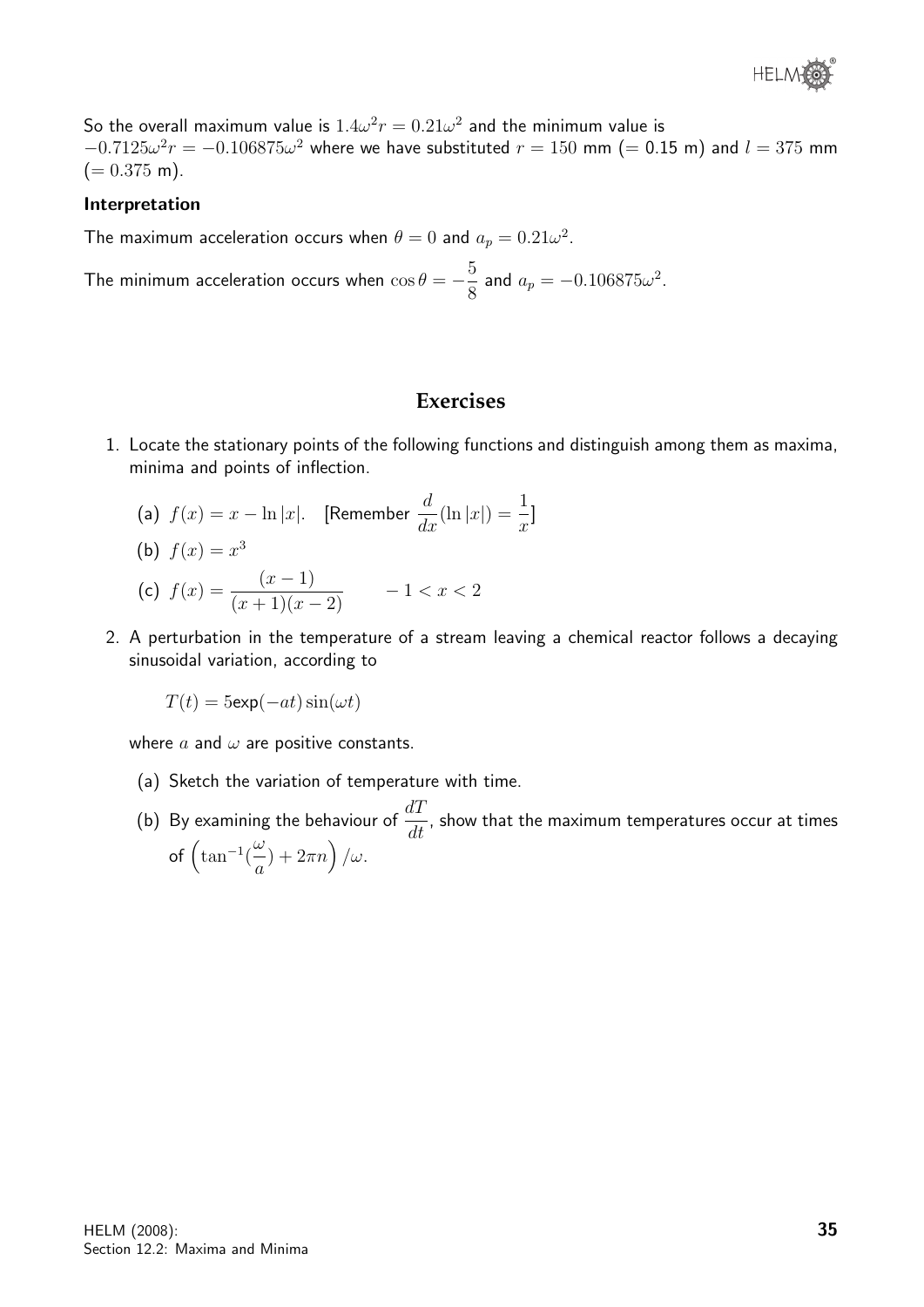So the overall maximum value is $1.4\omega^2 r = 0.21\omega^2$ and the minimum value is $-0.7125\omega^2 r = -0.106875\omega^2$ where we have substituted $r = 150$ mm (= 0.15 m) and $l = 375$ mm ($= 0.375$ m).

**Interpretation**

The maximum acceleration occurs when $\theta = 0$ and $a_p = 0.21\omega^2$.

The minimum acceleration occurs when $\cos\theta = -\dfrac{5}{8}$ and $a_p = -0.106875\omega^2$.

## Exercises

1. Locate the stationary points of the following functions and distinguish among them as maxima, minima and points of inflection.

   (a) $f(x) = x - \ln|x|$. [Remember $\dfrac{d}{dx}(\ln|x|) = \dfrac{1}{x}$]

   (b) $f(x) = x^3$

   (c) $f(x) = \dfrac{(x-1)}{(x+1)(x-2)} \qquad -1 < x < 2$

2. A perturbation in the temperature of a stream leaving a chemical reactor follows a decaying sinusoidal variation, according to

   $T(t) = 5\exp(-at)\sin(\omega t)$

   where $a$ and $\omega$ are positive constants.

   (a) Sketch the variation of temperature with time.

   (b) By examining the behaviour of $\dfrac{dT}{dt}$, show that the maximum temperatures occur at times of $\left(\tan^{-1}(\dfrac{\omega}{a}) + 2\pi n\right)/\omega$.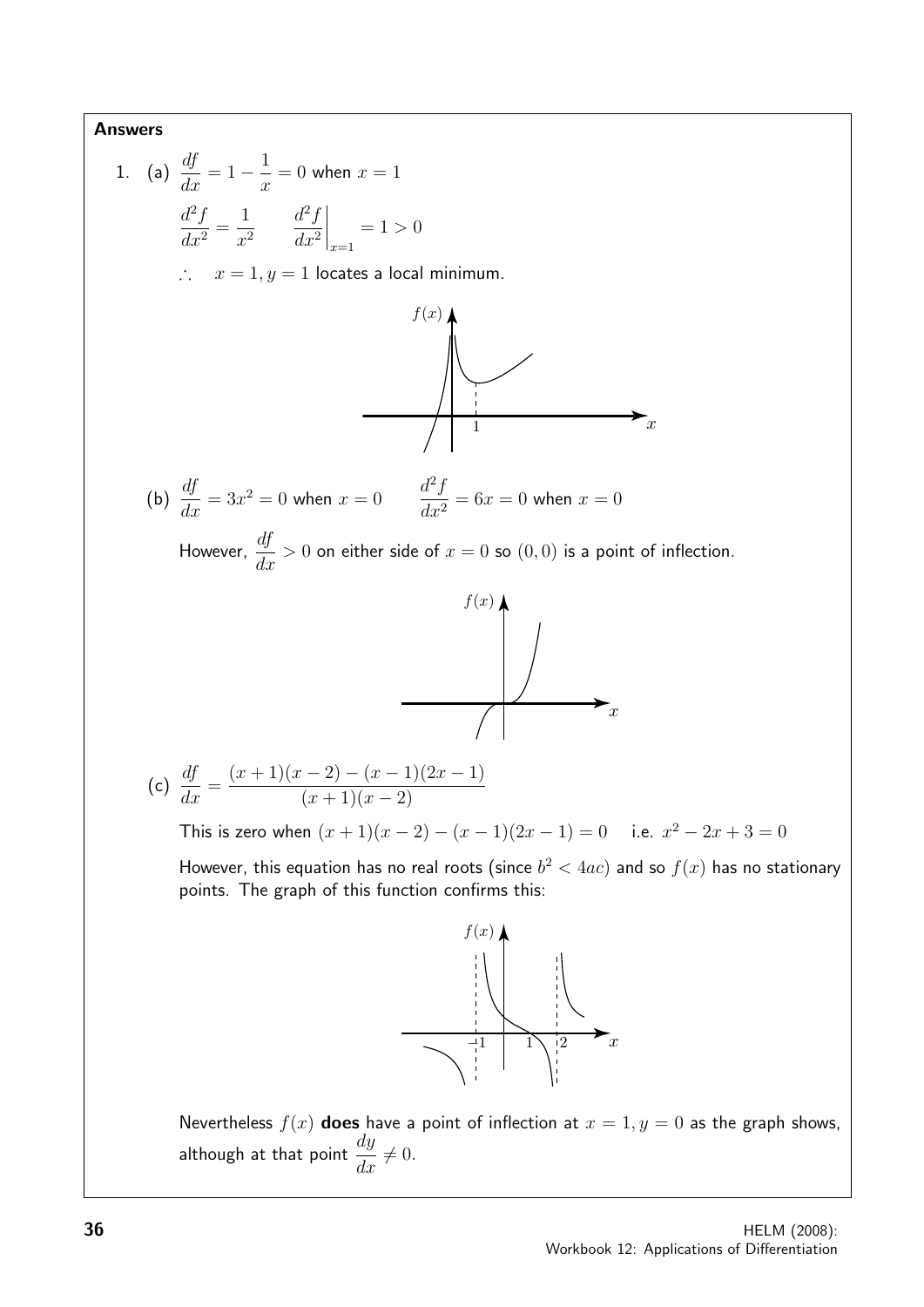**Answers**

1. (a) $\dfrac{df}{dx} = 1 - \dfrac{1}{x} = 0$ when $x = 1$

$$\frac{d^2f}{dx^2} = \frac{1}{x^2} \qquad \left.\frac{d^2f}{dx^2}\right|_{x=1} = 1 > 0$$

$\therefore \quad x = 1, y = 1$ locates a local minimum.

(b) $\dfrac{df}{dx} = 3x^2 = 0$ when $x = 0 \qquad \dfrac{d^2f}{dx^2} = 6x = 0$ when $x = 0$

However, $\dfrac{df}{dx} > 0$ on either side of $x = 0$ so $(0, 0)$ is a point of inflection.

(c) $\dfrac{df}{dx} = \dfrac{(x+1)(x-2) - (x-1)(2x-1)}{(x+1)(x-2)}$

This is zero when $(x+1)(x-2) - (x-1)(2x-1) = 0 \quad$ i.e. $x^2 - 2x + 3 = 0$

However, this equation has no real roots (since $b^2 < 4ac$) and so $f(x)$ has no stationary points. The graph of this function confirms this:

Nevertheless $f(x)$ **does** have a point of inflection at $x = 1, y = 0$ as the graph shows, although at that point $\dfrac{dy}{dx} \neq 0$.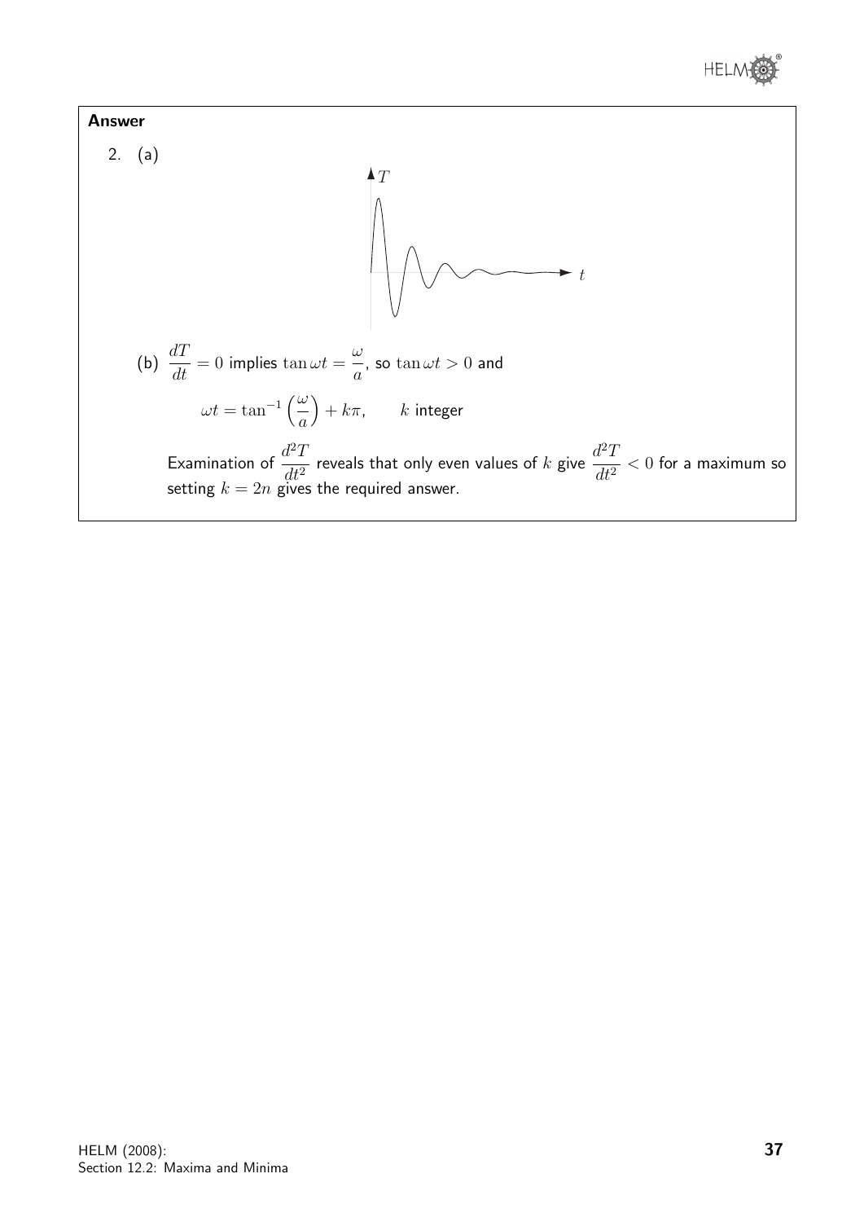**Answer**

2. (a)

$T$

$t$

(b) $\dfrac{dT}{dt} = 0$ implies $\tan \omega t = \dfrac{\omega}{a}$, so $\tan \omega t > 0$ and

$$\omega t = \tan^{-1}\left(\frac{\omega}{a}\right) + k\pi, \qquad k \text{ integer}$$

Examination of $\dfrac{d^2T}{dt^2}$ reveals that only even values of $k$ give $\dfrac{d^2T}{dt^2} < 0$ for a maximum so setting $k = 2n$ gives the required answer.